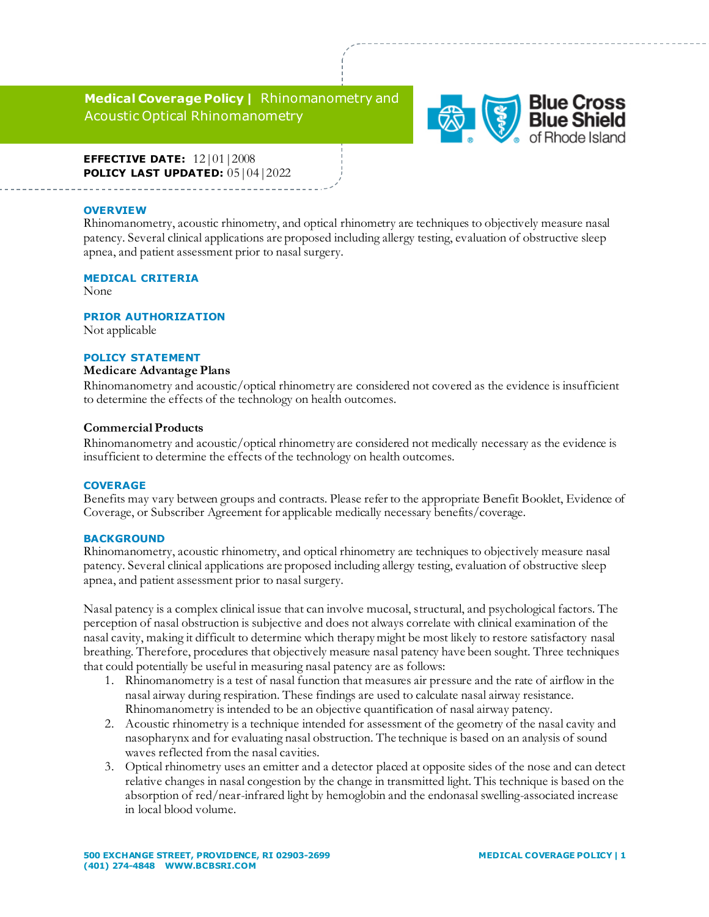# Medical Coverage Policy | Rhinomanometry and Acoustic Optical Rhinomanometry

**EFFECTIVE DATE:** 12|01|2008
**POLICY LAST UPDATED:** 05|04|2022

## OVERVIEW

Rhinomanometry, acoustic rhinometry, and optical rhinometry are techniques to objectively measure nasal patency. Several clinical applications are proposed including allergy testing, evaluation of obstructive sleep apnea, and patient assessment prior to nasal surgery.

## MEDICAL CRITERIA

None

## PRIOR AUTHORIZATION

Not applicable

## POLICY STATEMENT

### Medicare Advantage Plans

Rhinomanometry and acoustic/optical rhinometry are considered not covered as the evidence is insufficient to determine the effects of the technology on health outcomes.

### Commercial Products

Rhinomanometry and acoustic/optical rhinometry are considered not medically necessary as the evidence is insufficient to determine the effects of the technology on health outcomes.

## COVERAGE

Benefits may vary between groups and contracts. Please refer to the appropriate Benefit Booklet, Evidence of Coverage, or Subscriber Agreement for applicable medically necessary benefits/coverage.

## BACKGROUND

Rhinomanometry, acoustic rhinometry, and optical rhinometry are techniques to objectively measure nasal patency. Several clinical applications are proposed including allergy testing, evaluation of obstructive sleep apnea, and patient assessment prior to nasal surgery.

Nasal patency is a complex clinical issue that can involve mucosal, structural, and psychological factors. The perception of nasal obstruction is subjective and does not always correlate with clinical examination of the nasal cavity, making it difficult to determine which therapy might be most likely to restore satisfactory nasal breathing. Therefore, procedures that objectively measure nasal patency have been sought. Three techniques that could potentially be useful in measuring nasal patency are as follows:

1. Rhinomanometry is a test of nasal function that measures air pressure and the rate of airflow in the nasal airway during respiration. These findings are used to calculate nasal airway resistance. Rhinomanometry is intended to be an objective quantification of nasal airway patency.
2. Acoustic rhinometry is a technique intended for assessment of the geometry of the nasal cavity and nasopharynx and for evaluating nasal obstruction. The technique is based on an analysis of sound waves reflected from the nasal cavities.
3. Optical rhinometry uses an emitter and a detector placed at opposite sides of the nose and can detect relative changes in nasal congestion by the change in transmitted light. This technique is based on the absorption of red/near-infrared light by hemoglobin and the endonasal swelling-associated increase in local blood volume.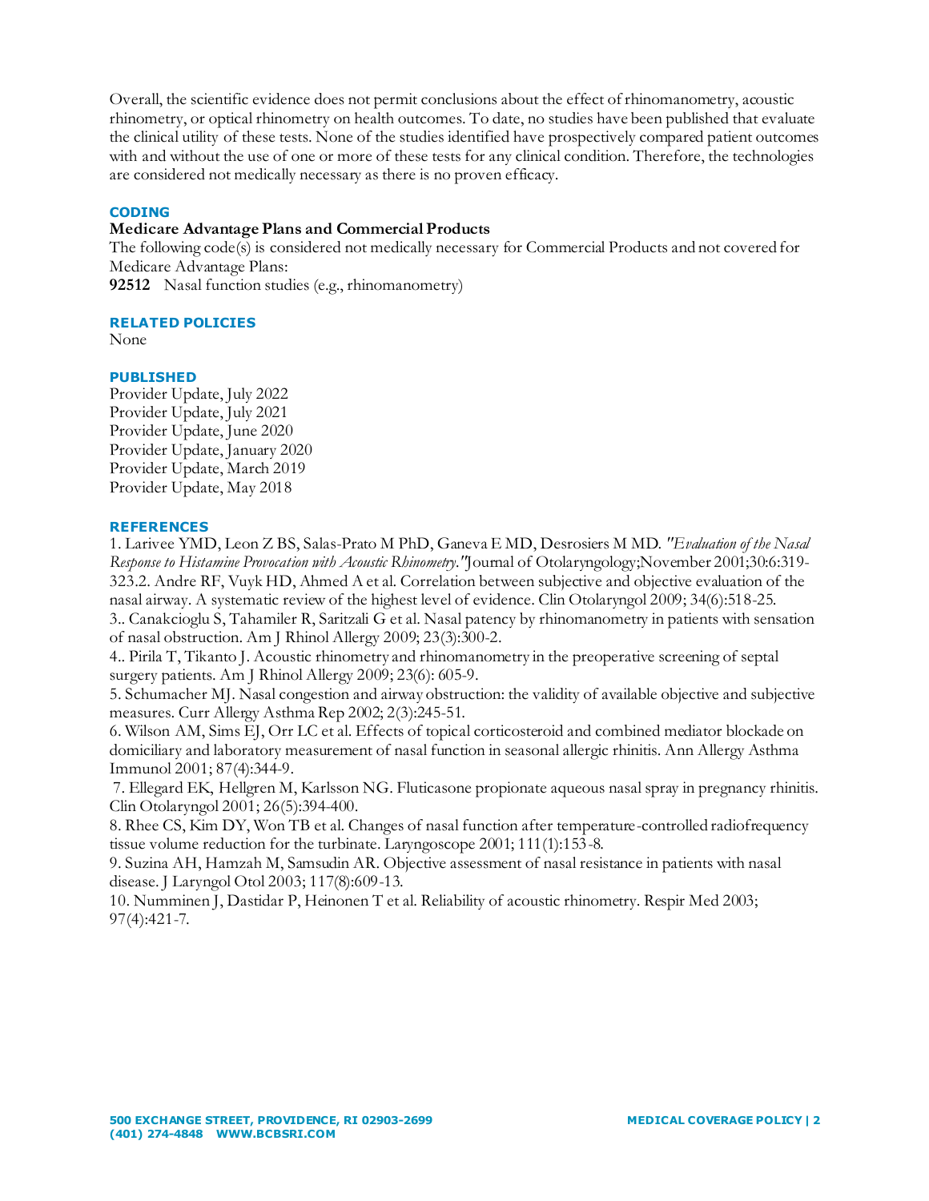Overall, the scientific evidence does not permit conclusions about the effect of rhinomanometry, acoustic rhinometry, or optical rhinometry on health outcomes. To date, no studies have been published that evaluate the clinical utility of these tests. None of the studies identified have prospectively compared patient outcomes with and without the use of one or more of these tests for any clinical condition. Therefore, the technologies are considered not medically necessary as there is no proven efficacy.

## CODING

**Medicare Advantage Plans and Commercial Products**

The following code(s) is considered not medically necessary for Commercial Products and not covered for Medicare Advantage Plans:

**92512** Nasal function studies (e.g., rhinomanometry)

## RELATED POLICIES

None

## PUBLISHED

Provider Update, July 2022
Provider Update, July 2021
Provider Update, June 2020
Provider Update, January 2020
Provider Update, March 2019
Provider Update, May 2018

## REFERENCES

1. Larivee YMD, Leon Z BS, Salas-Prato M PhD, Ganeva E MD, Desrosiers M MD. *"Evaluation of the Nasal Response to Histamine Provocation with Acoustic Rhinometry."*Journal of Otolaryngology;November 2001;30:6:319-323.2. Andre RF, Vuyk HD, Ahmed A et al. Correlation between subjective and objective evaluation of the nasal airway. A systematic review of the highest level of evidence. Clin Otolaryngol 2009; 34(6):518-25.

3.. Canakcioglu S, Tahamiler R, Saritzali G et al. Nasal patency by rhinomanometry in patients with sensation of nasal obstruction. Am J Rhinol Allergy 2009; 23(3):300-2.

4.. Pirila T, Tikanto J. Acoustic rhinometry and rhinomanometry in the preoperative screening of septal surgery patients. Am J Rhinol Allergy 2009; 23(6): 605-9.

5. Schumacher MJ. Nasal congestion and airway obstruction: the validity of available objective and subjective measures. Curr Allergy Asthma Rep 2002; 2(3):245-51.

6. Wilson AM, Sims EJ, Orr LC et al. Effects of topical corticosteroid and combined mediator blockade on domiciliary and laboratory measurement of nasal function in seasonal allergic rhinitis. Ann Allergy Asthma Immunol 2001; 87(4):344-9.

7. Ellegard EK, Hellgren M, Karlsson NG. Fluticasone propionate aqueous nasal spray in pregnancy rhinitis. Clin Otolaryngol 2001; 26(5):394-400.

8. Rhee CS, Kim DY, Won TB et al. Changes of nasal function after temperature-controlled radiofrequency tissue volume reduction for the turbinate. Laryngoscope 2001; 111(1):153-8.

9. Suzina AH, Hamzah M, Samsudin AR. Objective assessment of nasal resistance in patients with nasal disease. J Laryngol Otol 2003; 117(8):609-13.

10. Numminen J, Dastidar P, Heinonen T et al. Reliability of acoustic rhinometry. Respir Med 2003; 97(4):421-7.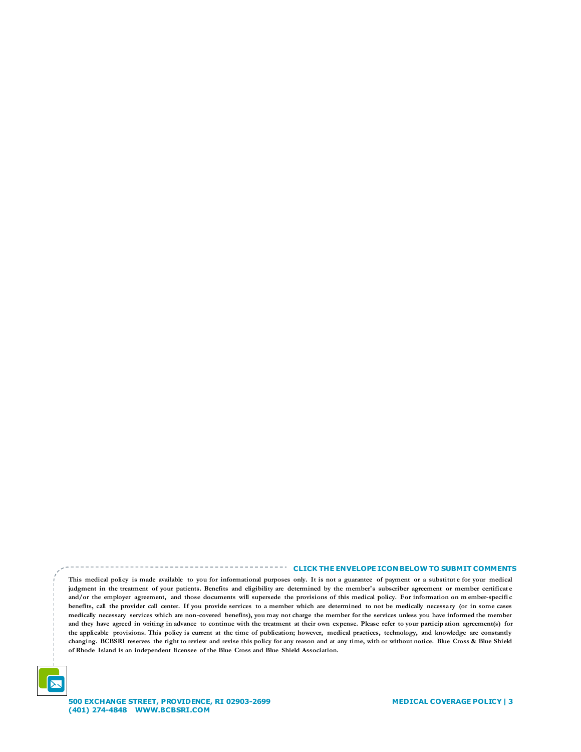**CLICK THE ENVELOPE ICON BELOW TO SUBMIT COMMENTS**

This medical policy is made available to you for informational purposes only. It is not a guarantee of payment or a substitute for your medical judgment in the treatment of your patients. Benefits and eligibility are determined by the member's subscriber agreement or member certificate and/or the employer agreement, and those documents will supersede the provisions of this medical policy. For information on member-specific benefits, call the provider call center. If you provide services to a member which are determined to not be medically necessary (or in some cases medically necessary services which are non-covered benefits), you may not charge the member for the services unless you have informed the member and they have agreed in writing in advance to continue with the treatment at their own expense. Please refer to your participation agreement(s) for the applicable provisions. This policy is current at the time of publication; however, medical practices, technology, and knowledge are constantly changing. BCBSRI reserves the right to review and revise this policy for any reason and at any time, with or without notice. Blue Cross & Blue Shield of Rhode Island is an independent licensee of the Blue Cross and Blue Shield Association.

500 EXCHANGE STREET, PROVIDENCE, RI 02903-2699
(401) 274-4848 WWW.BCBSRI.COM